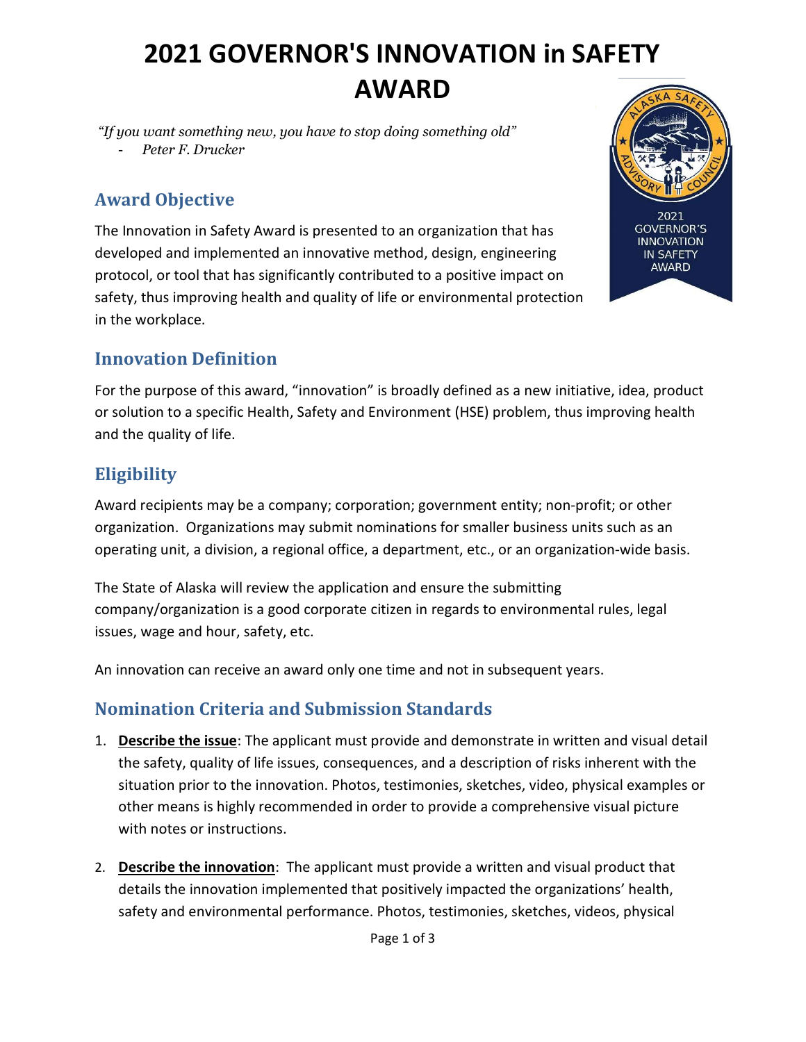# 2021 GOVERNOR'S INNOVATION in SAFETY AWARD

*"If you want something new, you have to stop doing something old"*
- *Peter F. Drucker*

## Award Objective

The Innovation in Safety Award is presented to an organization that has developed and implemented an innovative method, design, engineering protocol, or tool that has significantly contributed to a positive impact on safety, thus improving health and quality of life or environmental protection in the workplace.

## Innovation Definition

For the purpose of this award, "innovation" is broadly defined as a new initiative, idea, product or solution to a specific Health, Safety and Environment (HSE) problem, thus improving health and the quality of life.

## Eligibility

Award recipients may be a company; corporation; government entity; non-profit; or other organization. Organizations may submit nominations for smaller business units such as an operating unit, a division, a regional office, a department, etc., or an organization-wide basis.

The State of Alaska will review the application and ensure the submitting company/organization is a good corporate citizen in regards to environmental rules, legal issues, wage and hour, safety, etc.

An innovation can receive an award only one time and not in subsequent years.

## Nomination Criteria and Submission Standards

1. **Describe the issue**: The applicant must provide and demonstrate in written and visual detail the safety, quality of life issues, consequences, and a description of risks inherent with the situation prior to the innovation. Photos, testimonies, sketches, video, physical examples or other means is highly recommended in order to provide a comprehensive visual picture with notes or instructions.

2. **Describe the innovation**: The applicant must provide a written and visual product that details the innovation implemented that positively impacted the organizations' health, safety and environmental performance. Photos, testimonies, sketches, videos, physical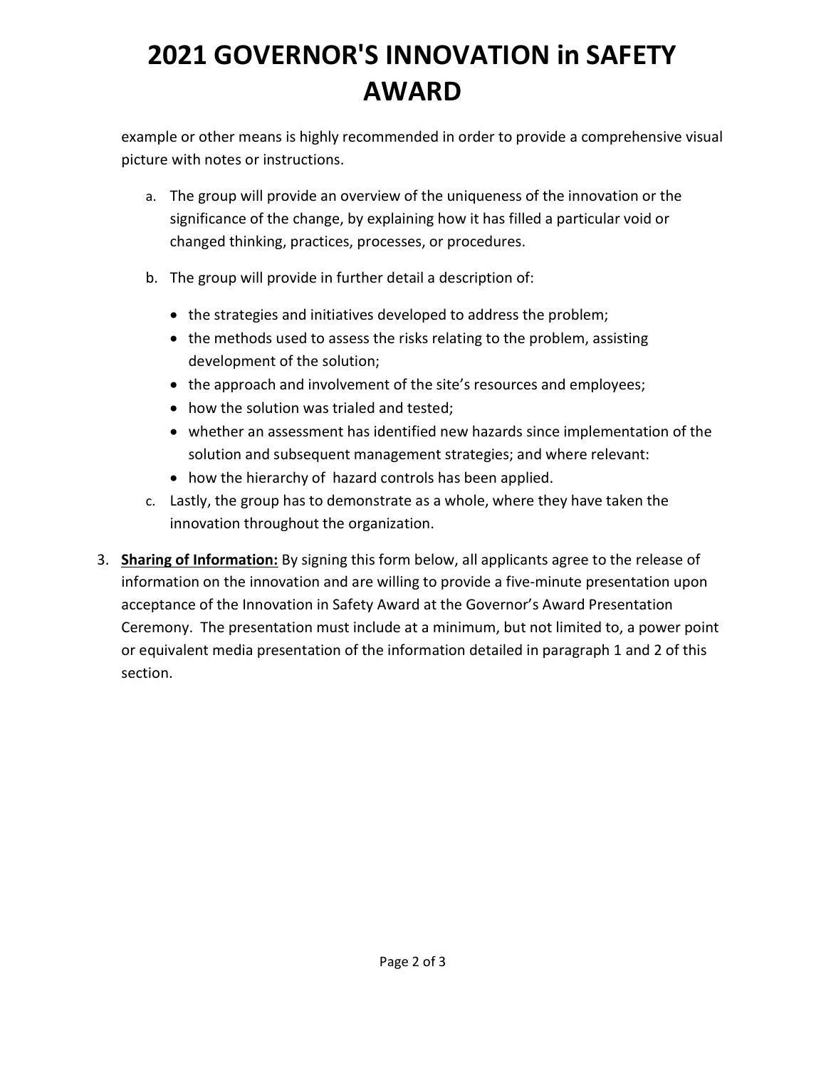example or other means is highly recommended in order to provide a comprehensive visual picture with notes or instructions.

a. The group will provide an overview of the uniqueness of the innovation or the significance of the change, by explaining how it has filled a particular void or changed thinking, practices, processes, or procedures.

b. The group will provide in further detail a description of:

   - the strategies and initiatives developed to address the problem;
   - the methods used to assess the risks relating to the problem, assisting development of the solution;
   - the approach and involvement of the site's resources and employees;
   - how the solution was trialed and tested;
   - whether an assessment has identified new hazards since implementation of the solution and subsequent management strategies; and where relevant:
   - how the hierarchy of hazard controls has been applied.

c. Lastly, the group has to demonstrate as a whole, where they have taken the innovation throughout the organization.

3. **<u>Sharing of Information:</u>** By signing this form below, all applicants agree to the release of information on the innovation and are willing to provide a five-minute presentation upon acceptance of the Innovation in Safety Award at the Governor's Award Presentation Ceremony. The presentation must include at a minimum, but not limited to, a power point or equivalent media presentation of the information detailed in paragraph 1 and 2 of this section.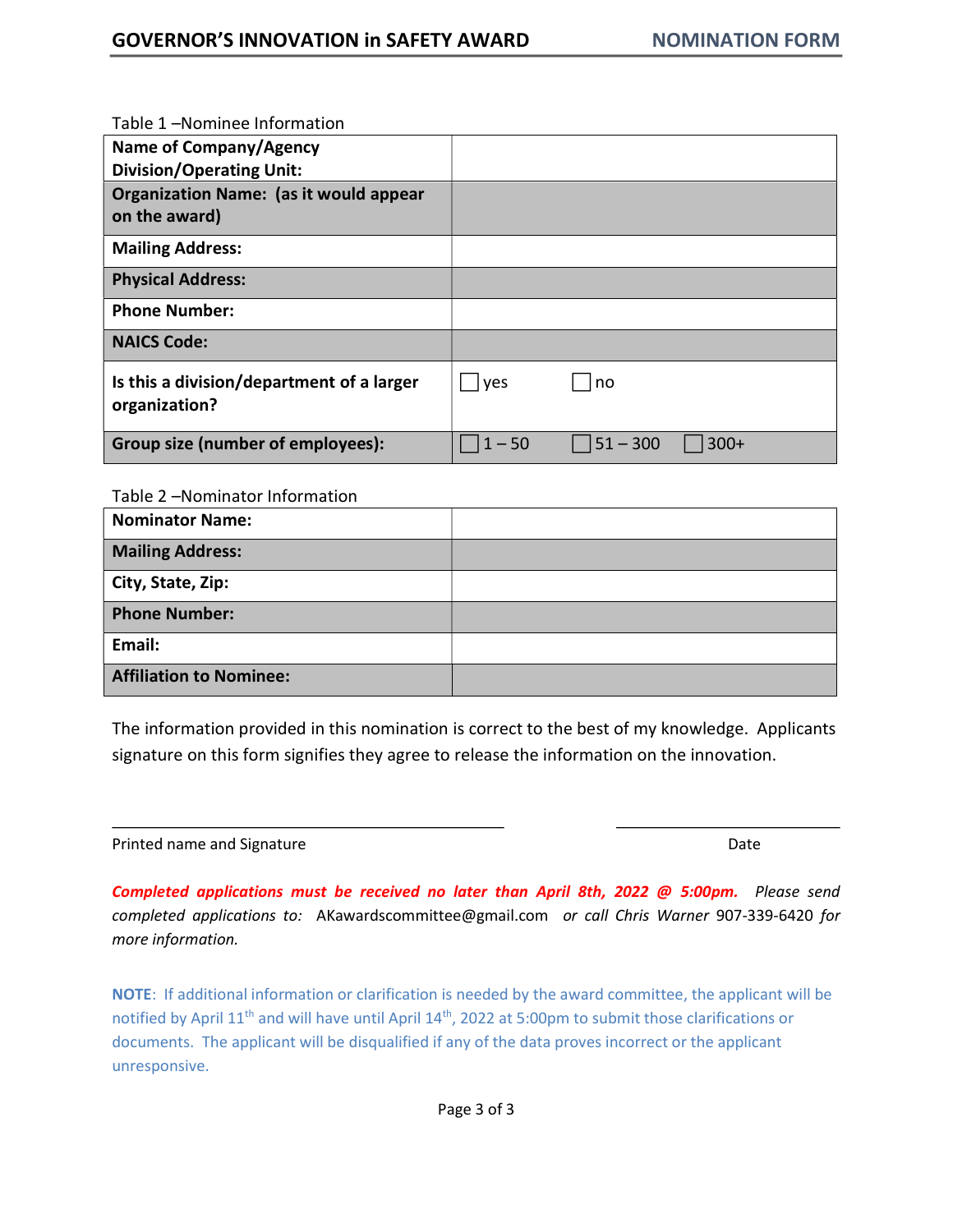Table 1 –Nominee Information

| | |
|---|---|
| **Name of Company/Agency Division/Operating Unit:** | |
| **Organization Name: (as it would appear on the award)** | |
| **Mailing Address:** | |
| **Physical Address:** | |
| **Phone Number:** | |
| **NAICS Code:** | |
| **Is this a division/department of a larger organization?** | ☐ yes ☐ no |
| **Group size (number of employees):** | ☐ 1 – 50 ☐ 51 – 300 ☐ 300+ |

Table 2 –Nominator Information

| | |
|---|---|
| **Nominator Name:** | |
| **Mailing Address:** | |
| **City, State, Zip:** | |
| **Phone Number:** | |
| **Email:** | |
| **Affiliation to Nominee:** | |

The information provided in this nomination is correct to the best of my knowledge. Applicants signature on this form signifies they agree to release the information on the innovation.

\_\_\_\_\_\_\_\_\_\_\_\_\_\_\_\_\_\_\_\_\_\_\_\_\_\_\_\_\_\_\_\_\_\_\_\_\_\_ \_\_\_\_\_\_\_\_\_\_\_\_\_\_\_\_\_\_\_\_\_\_

Printed name and Signature Date

***Completed applications must be received no later than April 8th, 2022 @ 5:00pm.*** *Please send completed applications to:* AKawardscommittee@gmail.com *or call Chris Warner* 907-339-6420 *for more information.*

**NOTE**: If additional information or clarification is needed by the award committee, the applicant will be notified by April 11th and will have until April 14th, 2022 at 5:00pm to submit those clarifications or documents. The applicant will be disqualified if any of the data proves incorrect or the applicant unresponsive.